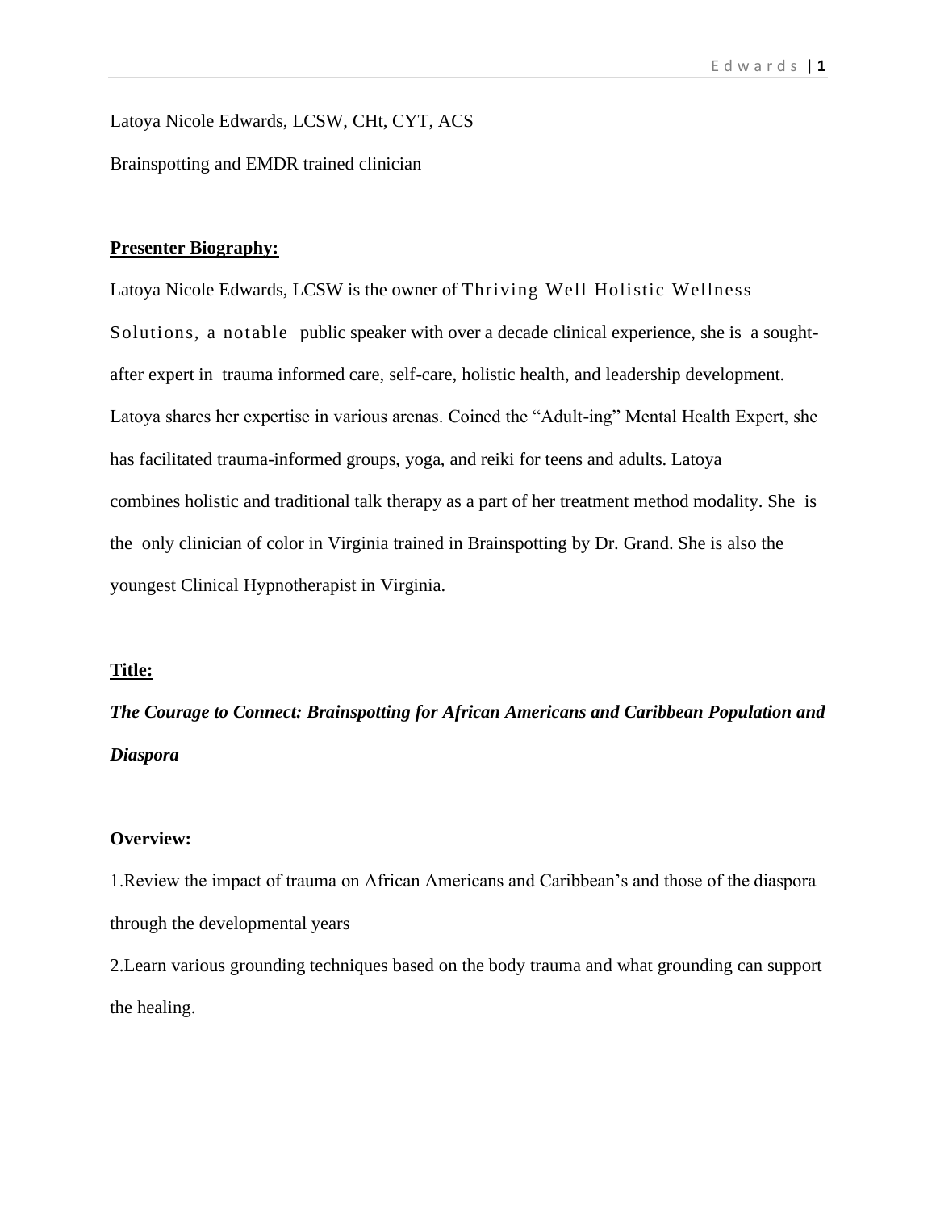Latoya Nicole Edwards, LCSW, CHt, CYT, ACS

Brainspotting and EMDR trained clinician

**Presenter Biography:**

Latoya Nicole Edwards, LCSW is the owner of Thriving Well Holistic Wellness Solutions, a notable public speaker with over a decade clinical experience, she is a sought-after expert in trauma informed care, self-care, holistic health, and leadership development. Latoya shares her expertise in various arenas. Coined the "Adult-ing" Mental Health Expert, she has facilitated trauma-informed groups, yoga, and reiki for teens and adults. Latoya combines holistic and traditional talk therapy as a part of her treatment method modality. She is the only clinician of color in Virginia trained in Brainspotting by Dr. Grand. She is also the youngest Clinical Hypnotherapist in Virginia.

**Title:**

***The Courage to Connect: Brainspotting for African Americans and Caribbean Population and Diaspora***

**Overview:**

1.Review the impact of trauma on African Americans and Caribbean's and those of the diaspora through the developmental years

2.Learn various grounding techniques based on the body trauma and what grounding can support the healing.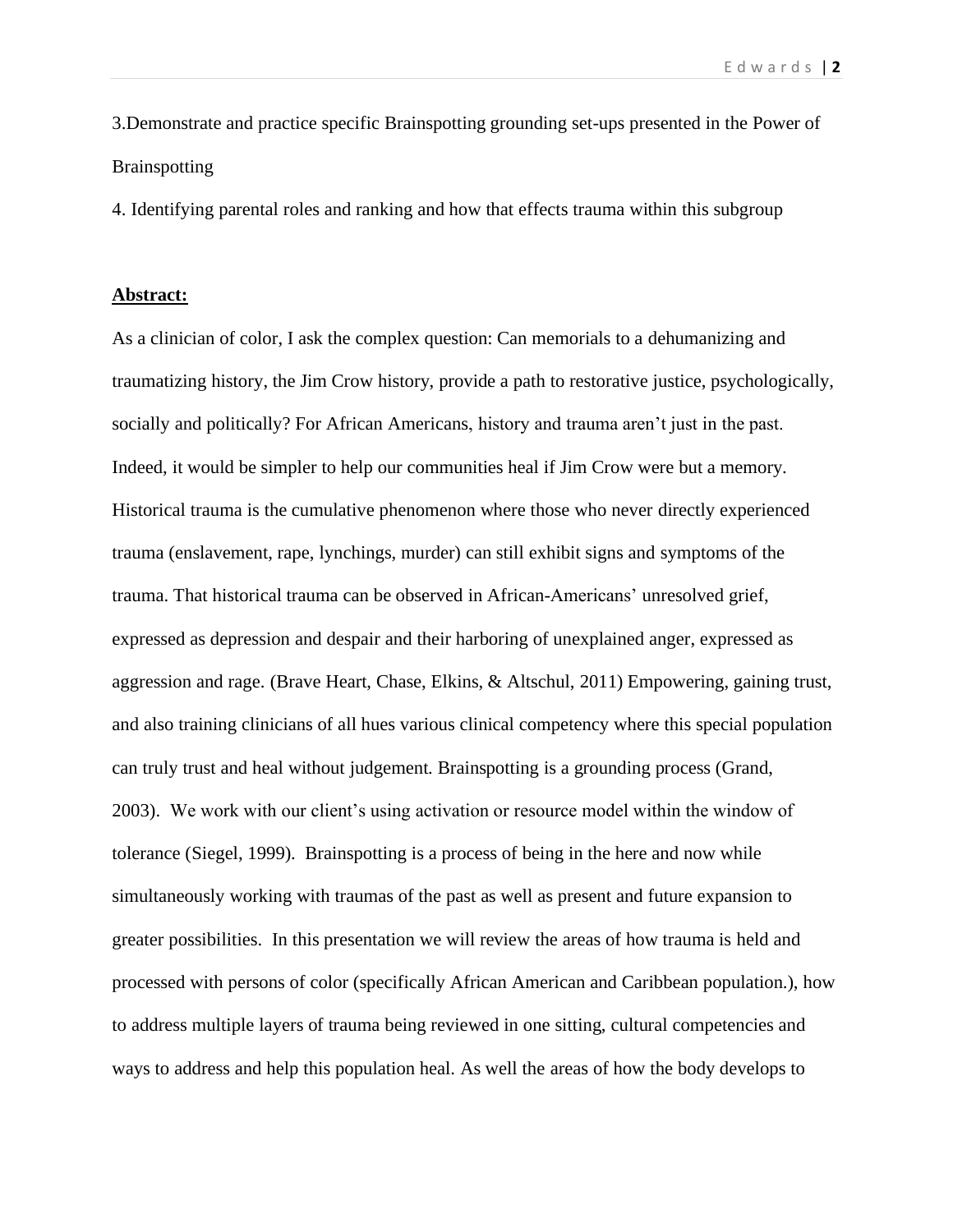3.Demonstrate and practice specific Brainspotting grounding set-ups presented in the Power of Brainspotting

4. Identifying parental roles and ranking and how that effects trauma within this subgroup

**Abstract:**

As a clinician of color, I ask the complex question: Can memorials to a dehumanizing and traumatizing history, the Jim Crow history, provide a path to restorative justice, psychologically, socially and politically? For African Americans, history and trauma aren't just in the past. Indeed, it would be simpler to help our communities heal if Jim Crow were but a memory. Historical trauma is the cumulative phenomenon where those who never directly experienced trauma (enslavement, rape, lynchings, murder) can still exhibit signs and symptoms of the trauma. That historical trauma can be observed in African-Americans' unresolved grief, expressed as depression and despair and their harboring of unexplained anger, expressed as aggression and rage. (Brave Heart, Chase, Elkins, & Altschul, 2011) Empowering, gaining trust, and also training clinicians of all hues various clinical competency where this special population can truly trust and heal without judgement. Brainspotting is a grounding process (Grand, 2003). We work with our client's using activation or resource model within the window of tolerance (Siegel, 1999). Brainspotting is a process of being in the here and now while simultaneously working with traumas of the past as well as present and future expansion to greater possibilities. In this presentation we will review the areas of how trauma is held and processed with persons of color (specifically African American and Caribbean population.), how to address multiple layers of trauma being reviewed in one sitting, cultural competencies and ways to address and help this population heal. As well the areas of how the body develops to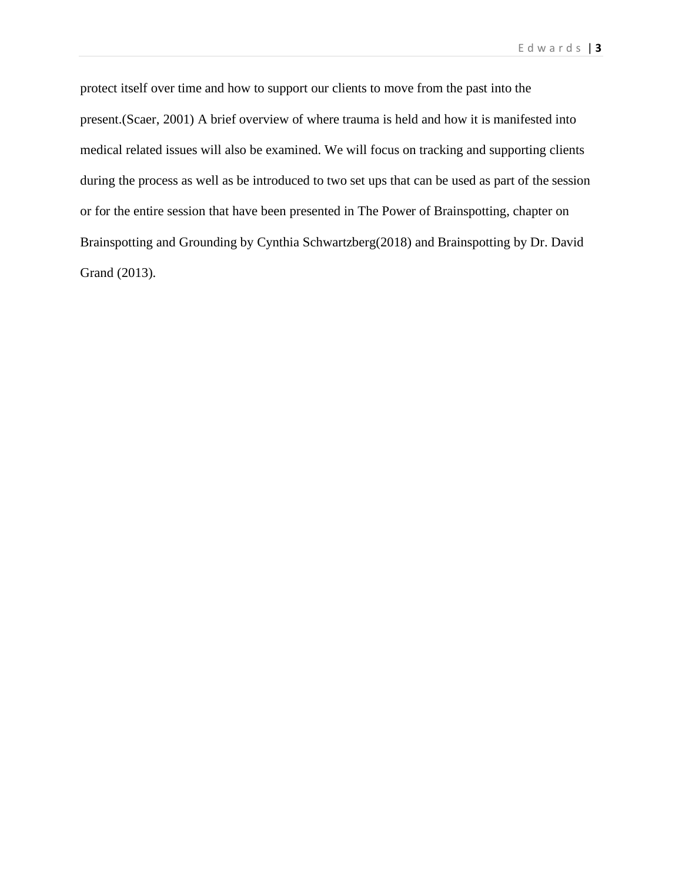protect itself over time and how to support our clients to move from the past into the present.(Scaer, 2001) A brief overview of where trauma is held and how it is manifested into medical related issues will also be examined. We will focus on tracking and supporting clients during the process as well as be introduced to two set ups that can be used as part of the session or for the entire session that have been presented in The Power of Brainspotting, chapter on Brainspotting and Grounding by Cynthia Schwartzberg(2018) and Brainspotting by Dr. David Grand (2013).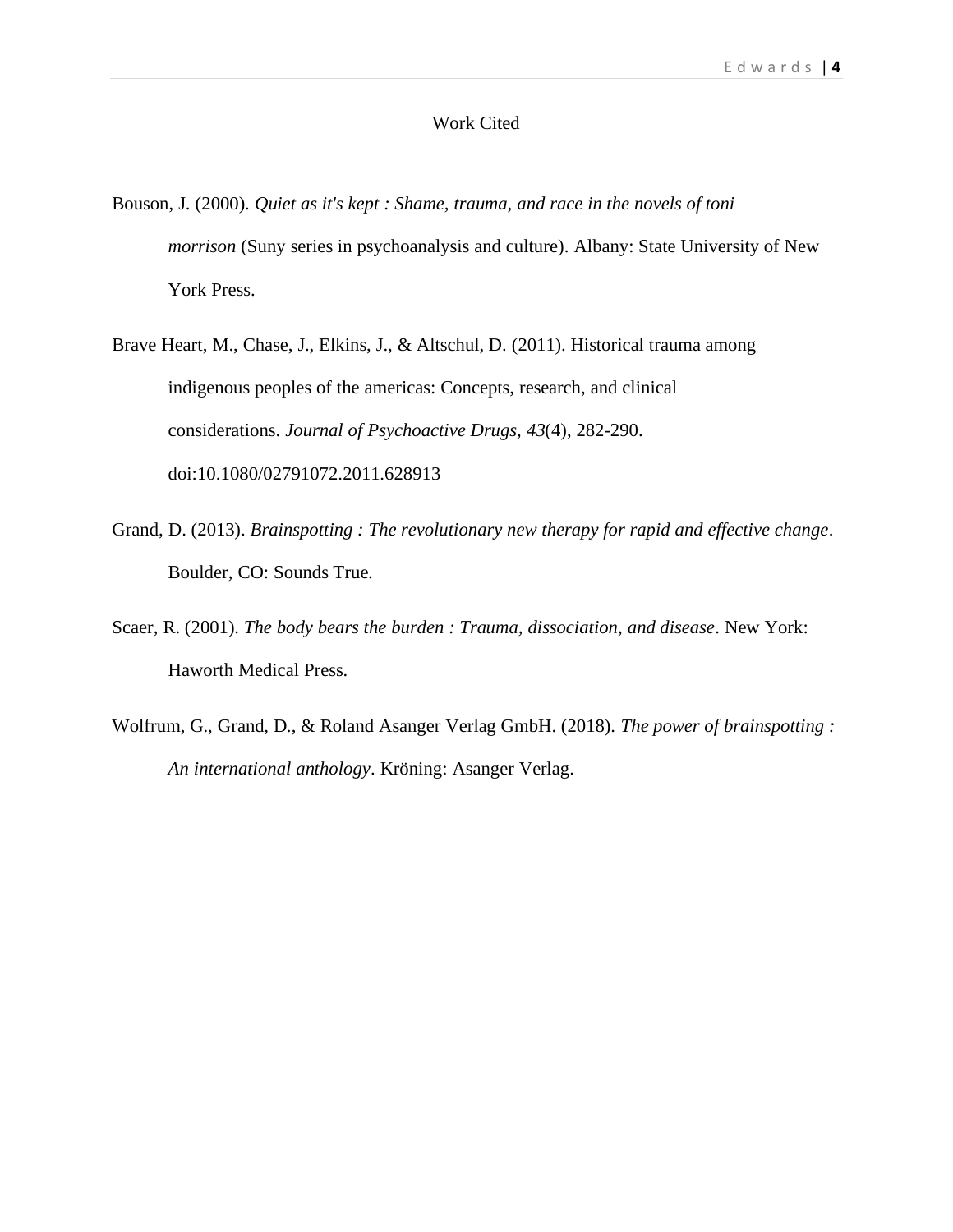# Work Cited

Bouson, J. (2000). *Quiet as it's kept : Shame, trauma, and race in the novels of toni morrison* (Suny series in psychoanalysis and culture). Albany: State University of New York Press.

Brave Heart, M., Chase, J., Elkins, J., & Altschul, D. (2011). Historical trauma among indigenous peoples of the americas: Concepts, research, and clinical considerations. *Journal of Psychoactive Drugs, 43*(4), 282-290. doi:10.1080/02791072.2011.628913

Grand, D. (2013). *Brainspotting : The revolutionary new therapy for rapid and effective change*. Boulder, CO: Sounds True.

Scaer, R. (2001). *The body bears the burden : Trauma, dissociation, and disease*. New York: Haworth Medical Press.

Wolfrum, G., Grand, D., & Roland Asanger Verlag GmbH. (2018). *The power of brainspotting : An international anthology*. Kröning: Asanger Verlag.